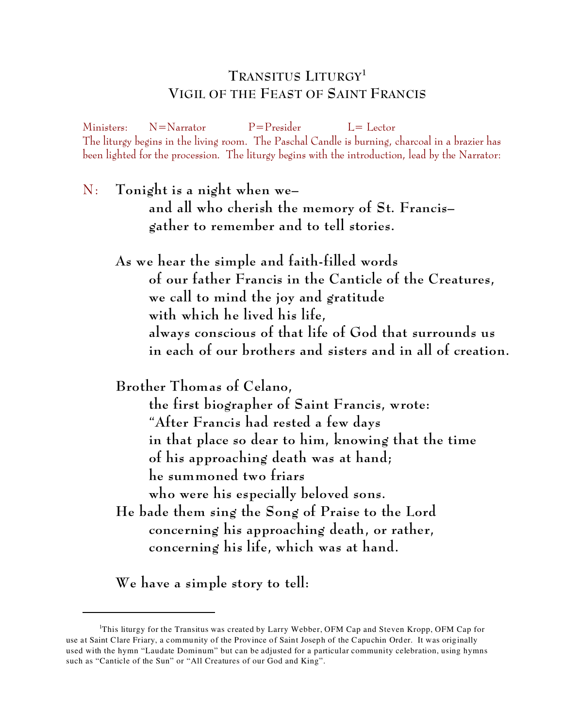# TRANSITUS LITURGY[1]
## VIGIL OF THE FEAST OF SAINT FRANCIS

Ministers: N=Narrator P=Presider L= Lector

The liturgy begins in the living room. The Paschal Candle is burning, charcoal in a brazier has been lighted for the procession. The liturgy begins with the introduction, lead by the Narrator:

N: **Tonight is a night when we–**
**and all who cherish the memory of St. Francis–**
**gather to remember and to tell stories.**

**As we hear the simple and faith-filled words**
**of our father Francis in the Canticle of the Creatures,**
**we call to mind the joy and gratitude**
**with which he lived his life,**
**always conscious of that life of God that surrounds us**
**in each of our brothers and sisters and in all of creation.**

**Brother Thomas of Celano,**
**the first biographer of Saint Francis, wrote:**
**"After Francis had rested a few days**
**in that place so dear to him, knowing that the time**
**of his approaching death was at hand;**
**he summoned two friars**
**who were his especially beloved sons.**
**He bade them sing the Song of Praise to the Lord**
**concerning his approaching death, or rather,**
**concerning his life, which was at hand.**

**We have a simple story to tell:**

---

[1]This liturgy for the Transitus was created by Larry Webber, OFM Cap and Steven Kropp, OFM Cap for use at Saint Clare Friary, a community of the Province of Saint Joseph of the Capuchin Order. It was originally used with the hymn "Laudate Dominum" but can be adjusted for a particular community celebration, using hymns such as "Canticle of the Sun" or "All Creatures of our God and King".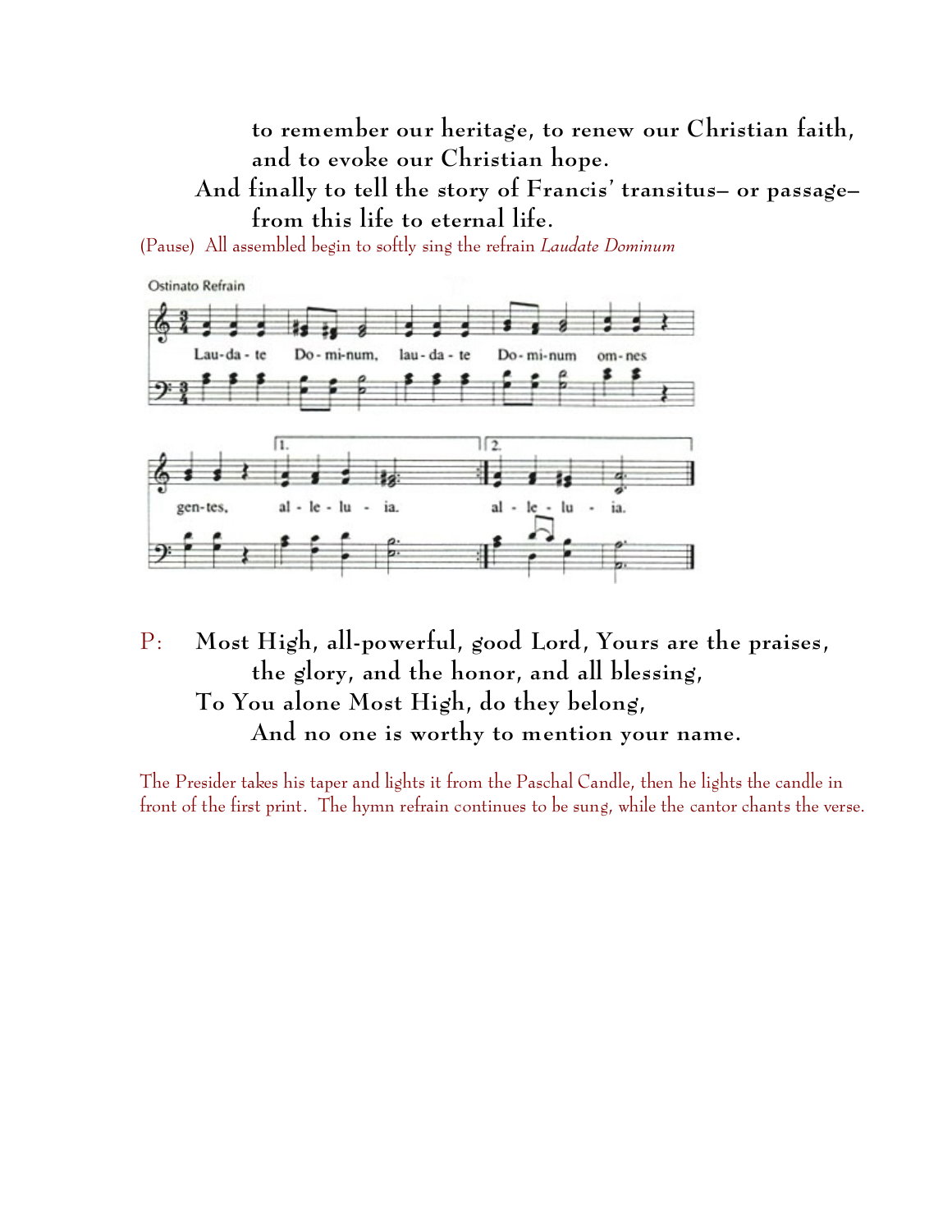to remember our heritage, to renew our Christian faith, and to evoke our Christian hope.

And finally to tell the story of Francis' transitus– or passage– from this life to eternal life.

(Pause) All assembled begin to softly sing the refrain *Laudate Dominum*

Ostinato Refrain

Lau-da-te Do-mi-num, lau-da-te Do-mi-num om-nes gen-tes, al-le-lu-ia. al-le-lu-ia.

P: **Most High, all-powerful, good Lord, Yours are the praises, the glory, and the honor, and all blessing,**
**To You alone Most High, do they belong,**
**And no one is worthy to mention your name.**

The Presider takes his taper and lights it from the Paschal Candle, then he lights the candle in front of the first print. The hymn refrain continues to be sung, while the cantor chants the verse.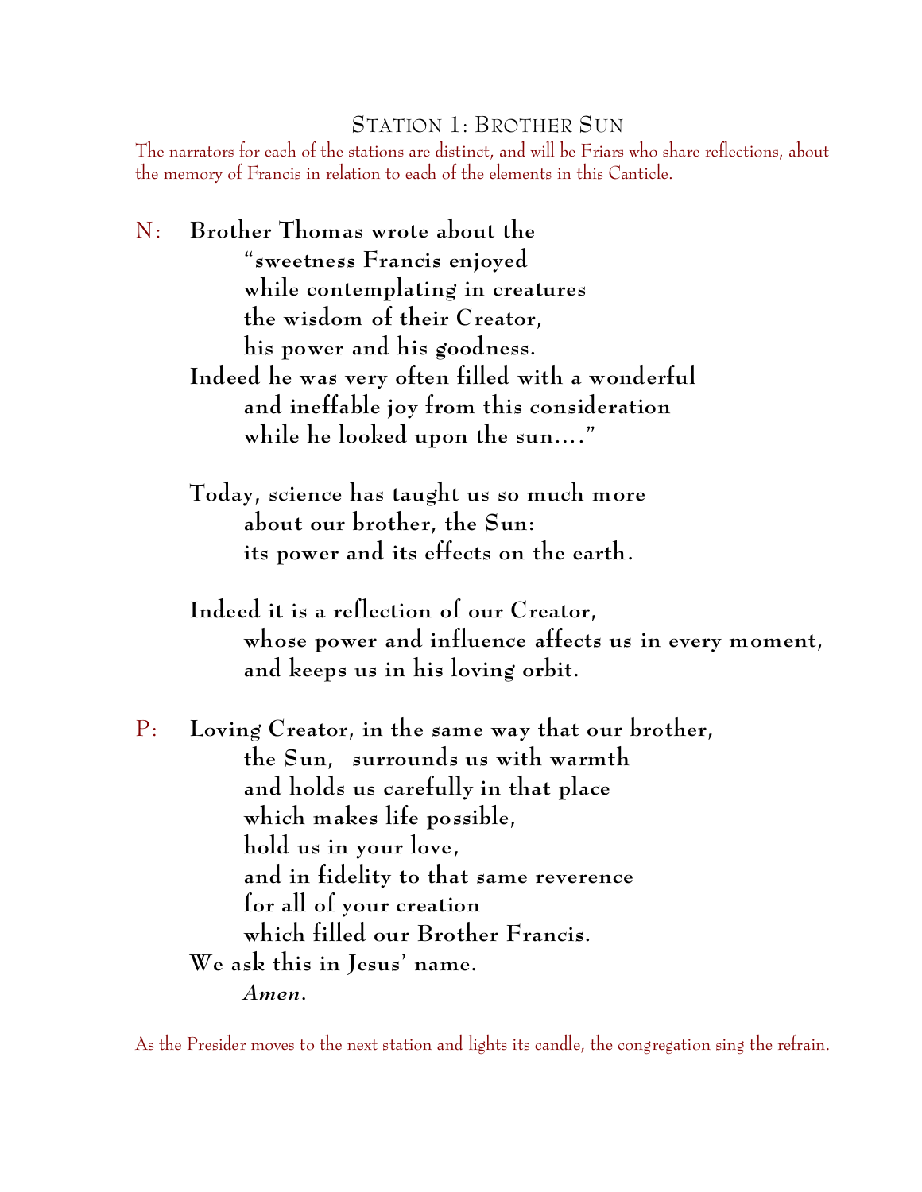## STATION 1: BROTHER SUN

The narrators for each of the stations are distinct, and will be Friars who share reflections, about the memory of Francis in relation to each of the elements in this Canticle.

N: **Brother Thomas wrote about the**
**"sweetness Francis enjoyed**
**while contemplating in creatures**
**the wisdom of their Creator,**
**his power and his goodness.**
**Indeed he was very often filled with a wonderful**
**and ineffable joy from this consideration**
**while he looked upon the sun…."**

**Today, science has taught us so much more**
**about our brother, the Sun:**
**its power and its effects on the earth.**

**Indeed it is a reflection of our Creator,**
**whose power and influence affects us in every moment,**
**and keeps us in his loving orbit.**

P: **Loving Creator, in the same way that our brother,**
**the Sun, surrounds us with warmth**
**and holds us carefully in that place**
**which makes life possible,**
**hold us in your love,**
**and in fidelity to that same reverence**
**for all of your creation**
**which filled our Brother Francis.**
**We ask this in Jesus' name.**
***Amen.***

As the Presider moves to the next station and lights its candle, the congregation sing the refrain.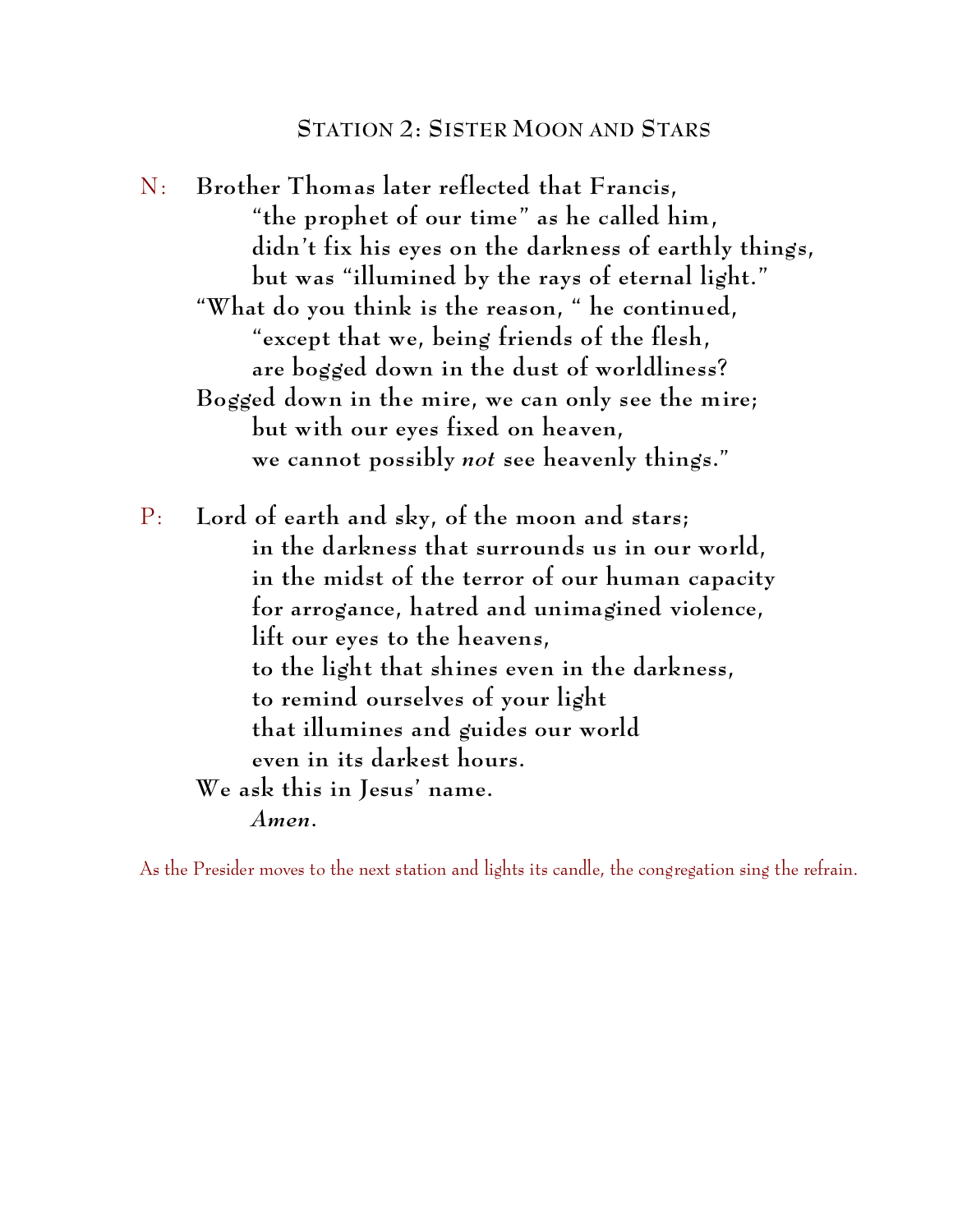## Station 2: Sister Moon and Stars

N: **Brother Thomas later reflected that Francis,**
**"the prophet of our time" as he called him,**
**didn't fix his eyes on the darkness of earthly things,**
**but was "illumined by the rays of eternal light."**
**"What do you think is the reason, " he continued,**
**"except that we, being friends of the flesh,**
**are bogged down in the dust of worldliness?**
**Bogged down in the mire, we can only see the mire;**
**but with our eyes fixed on heaven,**
**we cannot possibly *not* see heavenly things."**

P: **Lord of earth and sky, of the moon and stars;**
**in the darkness that surrounds us in our world,**
**in the midst of the terror of our human capacity**
**for arrogance, hatred and unimagined violence,**
**lift our eyes to the heavens,**
**to the light that shines even in the darkness,**
**to remind ourselves of your light**
**that illumines and guides our world**
**even in its darkest hours.**
**We ask this in Jesus' name.**
***Amen.***

As the Presider moves to the next station and lights its candle, the congregation sing the refrain.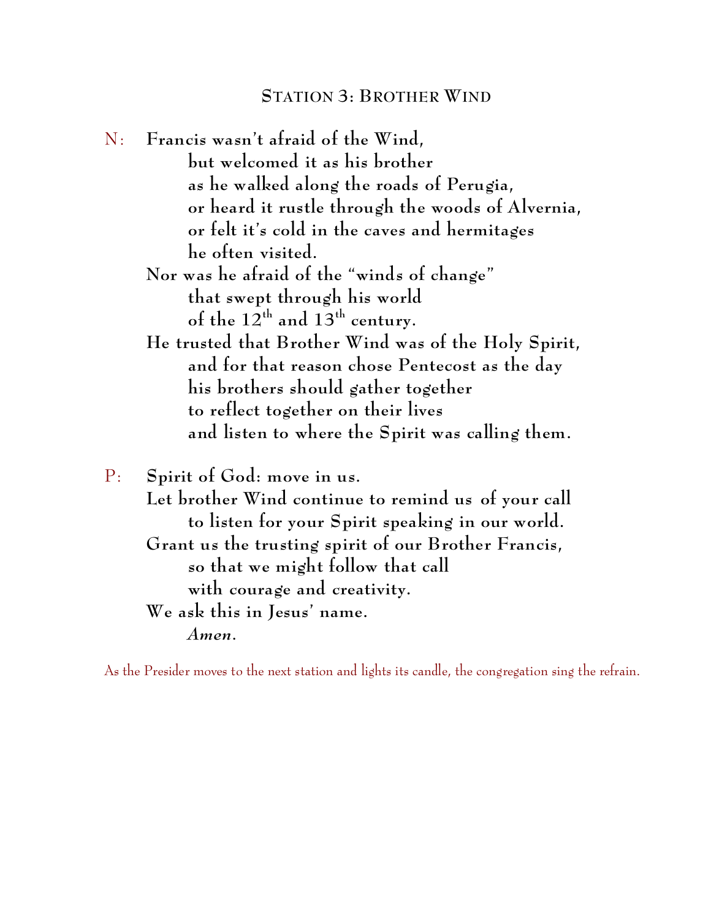## Station 3: Brother Wind

N: **Francis wasn't afraid of the Wind,**
**but welcomed it as his brother**
**as he walked along the roads of Perugia,**
**or heard it rustle through the woods of Alvernia,**
**or felt it's cold in the caves and hermitages**
**he often visited.**
**Nor was he afraid of the "winds of change"**
**that swept through his world**
**of the 12th and 13th century.**
**He trusted that Brother Wind was of the Holy Spirit,**
**and for that reason chose Pentecost as the day**
**his brothers should gather together**
**to reflect together on their lives**
**and listen to where the Spirit was calling them.**

P: **Spirit of God: move in us.**
**Let brother Wind continue to remind us of your call**
**to listen for your Spirit speaking in our world.**
**Grant us the trusting spirit of our Brother Francis,**
**so that we might follow that call**
**with courage and creativity.**
**We ask this in Jesus' name.**
***Amen*.**

As the Presider moves to the next station and lights its candle, the congregation sing the refrain.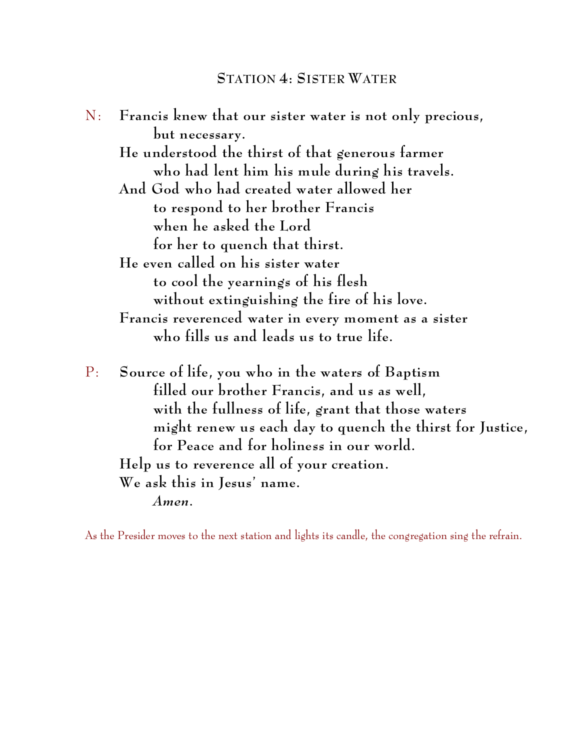## Station 4: Sister Water

N: **Francis knew that our sister water is not only precious,**
**but necessary.**
**He understood the thirst of that generous farmer**
**who had lent him his mule during his travels.**
**And God who had created water allowed her**
**to respond to her brother Francis**
**when he asked the Lord**
**for her to quench that thirst.**
**He even called on his sister water**
**to cool the yearnings of his flesh**
**without extinguishing the fire of his love.**
**Francis reverenced water in every moment as a sister**
**who fills us and leads us to true life.**

P: **Source of life, you who in the waters of Baptism**
**filled our brother Francis, and us as well,**
**with the fullness of life, grant that those waters**
**might renew us each day to quench the thirst for Justice,**
**for Peace and for holiness in our world.**
**Help us to reverence all of your creation.**
**We ask this in Jesus' name.**
***Amen.***

As the Presider moves to the next station and lights its candle, the congregation sing the refrain.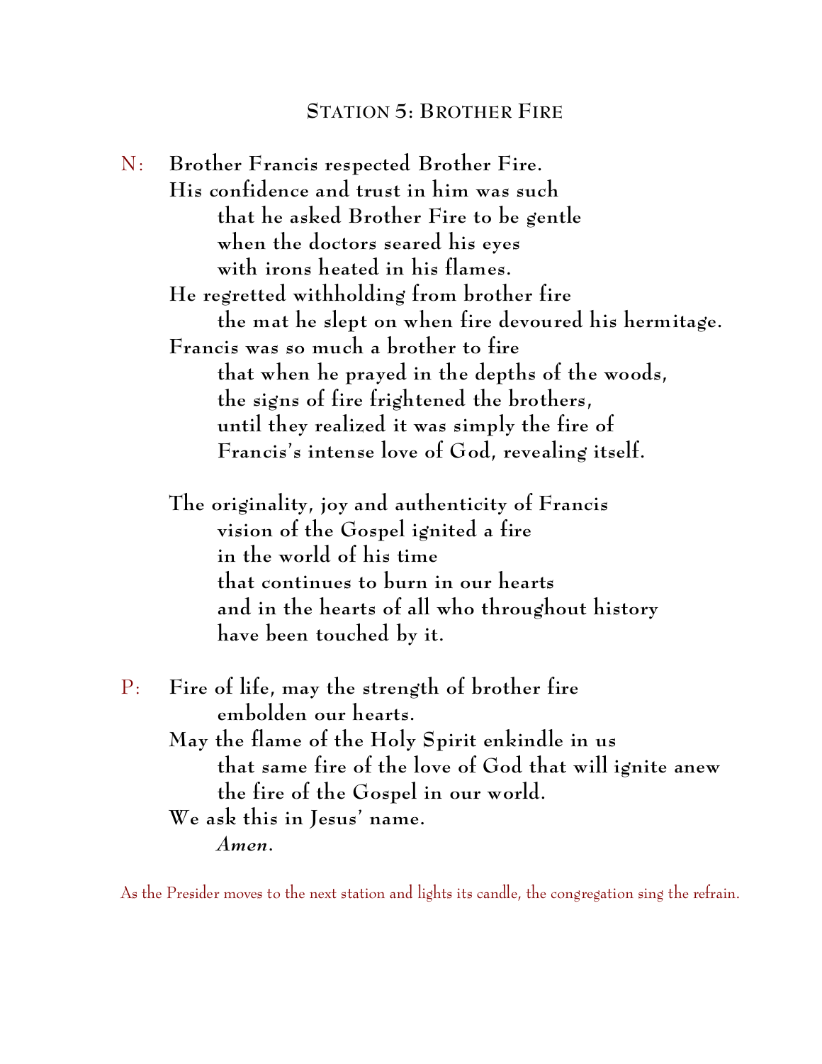## STATION 5: BROTHER FIRE

N: **Brother Francis respected Brother Fire.**
**His confidence and trust in him was such**
**that he asked Brother Fire to be gentle**
**when the doctors seared his eyes**
**with irons heated in his flames.**
**He regretted withholding from brother fire**
**the mat he slept on when fire devoured his hermitage.**
**Francis was so much a brother to fire**
**that when he prayed in the depths of the woods,**
**the signs of fire frightened the brothers,**
**until they realized it was simply the fire of**
**Francis's intense love of God, revealing itself.**

**The originality, joy and authenticity of Francis**
**vision of the Gospel ignited a fire**
**in the world of his time**
**that continues to burn in our hearts**
**and in the hearts of all who throughout history**
**have been touched by it.**

P: **Fire of life, may the strength of brother fire**
**embolden our hearts.**
**May the flame of the Holy Spirit enkindle in us**
**that same fire of the love of God that will ignite anew**
**the fire of the Gospel in our world.**
**We ask this in Jesus' name.**
***Amen.***

As the Presider moves to the next station and lights its candle, the congregation sing the refrain.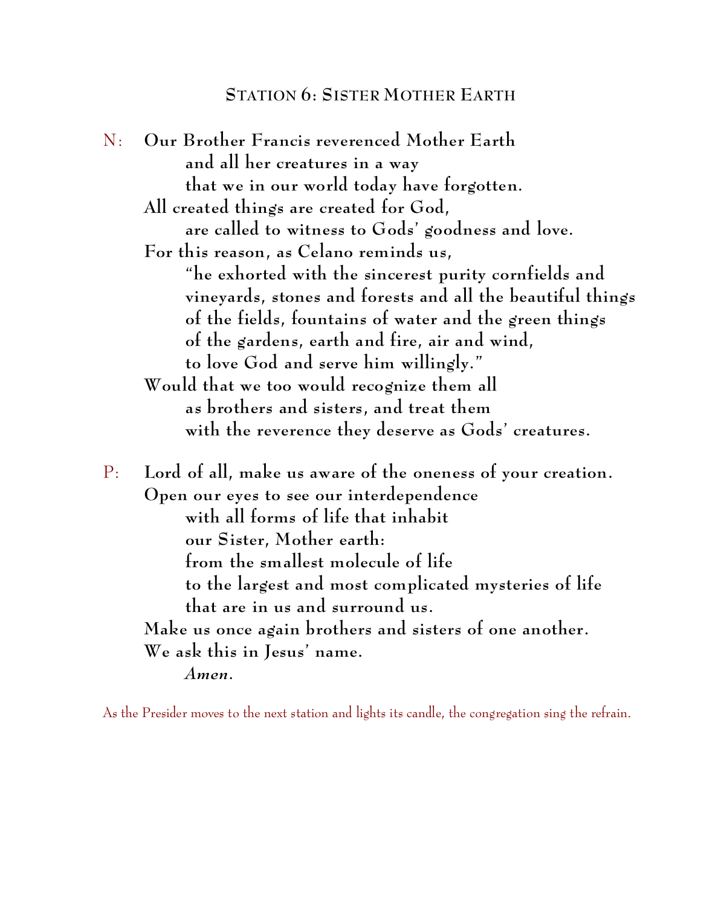## Station 6: Sister Mother Earth

N: **Our Brother Francis reverenced Mother Earth**
**and all her creatures in a way**
**that we in our world today have forgotten.**
**All created things are created for God,**
**are called to witness to Gods' goodness and love.**
**For this reason, as Celano reminds us,**
**"he exhorted with the sincerest purity cornfields and vineyards, stones and forests and all the beautiful things of the fields, fountains of water and the green things of the gardens, earth and fire, air and wind, to love God and serve him willingly."**
**Would that we too would recognize them all**
**as brothers and sisters, and treat them**
**with the reverence they deserve as Gods' creatures.**

P: **Lord of all, make us aware of the oneness of your creation.**
**Open our eyes to see our interdependence**
**with all forms of life that inhabit**
**our Sister, Mother earth:**
**from the smallest molecule of life**
**to the largest and most complicated mysteries of life**
**that are in us and surround us.**
**Make us once again brothers and sisters of one another.**
**We ask this in Jesus' name.**
***Amen.***

As the Presider moves to the next station and lights its candle, the congregation sing the refrain.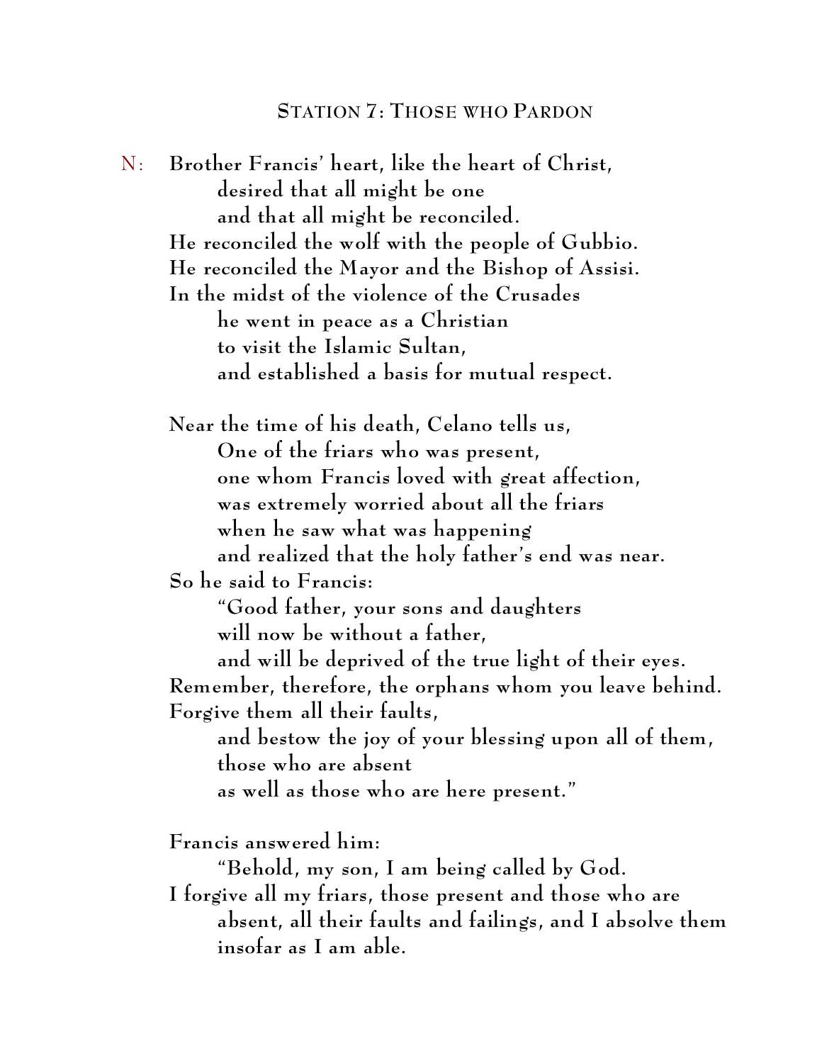## Station 7: Those who Pardon

N: **Brother Francis' heart, like the heart of Christ,**
**desired that all might be one**
**and that all might be reconciled.**
**He reconciled the wolf with the people of Gubbio.**
**He reconciled the Mayor and the Bishop of Assisi.**
**In the midst of the violence of the Crusades**
**he went in peace as a Christian**
**to visit the Islamic Sultan,**
**and established a basis for mutual respect.**

**Near the time of his death, Celano tells us,**
**One of the friars who was present,**
**one whom Francis loved with great affection,**
**was extremely worried about all the friars**
**when he saw what was happening**
**and realized that the holy father's end was near.**
**So he said to Francis:**
**"Good father, your sons and daughters**
**will now be without a father,**
**and will be deprived of the true light of their eyes.**
**Remember, therefore, the orphans whom you leave behind.**
**Forgive them all their faults,**
**and bestow the joy of your blessing upon all of them,**
**those who are absent**
**as well as those who are here present."**

**Francis answered him:**
**"Behold, my son, I am being called by God.**
**I forgive all my friars, those present and those who are absent, all their faults and failings, and I absolve them insofar as I am able.**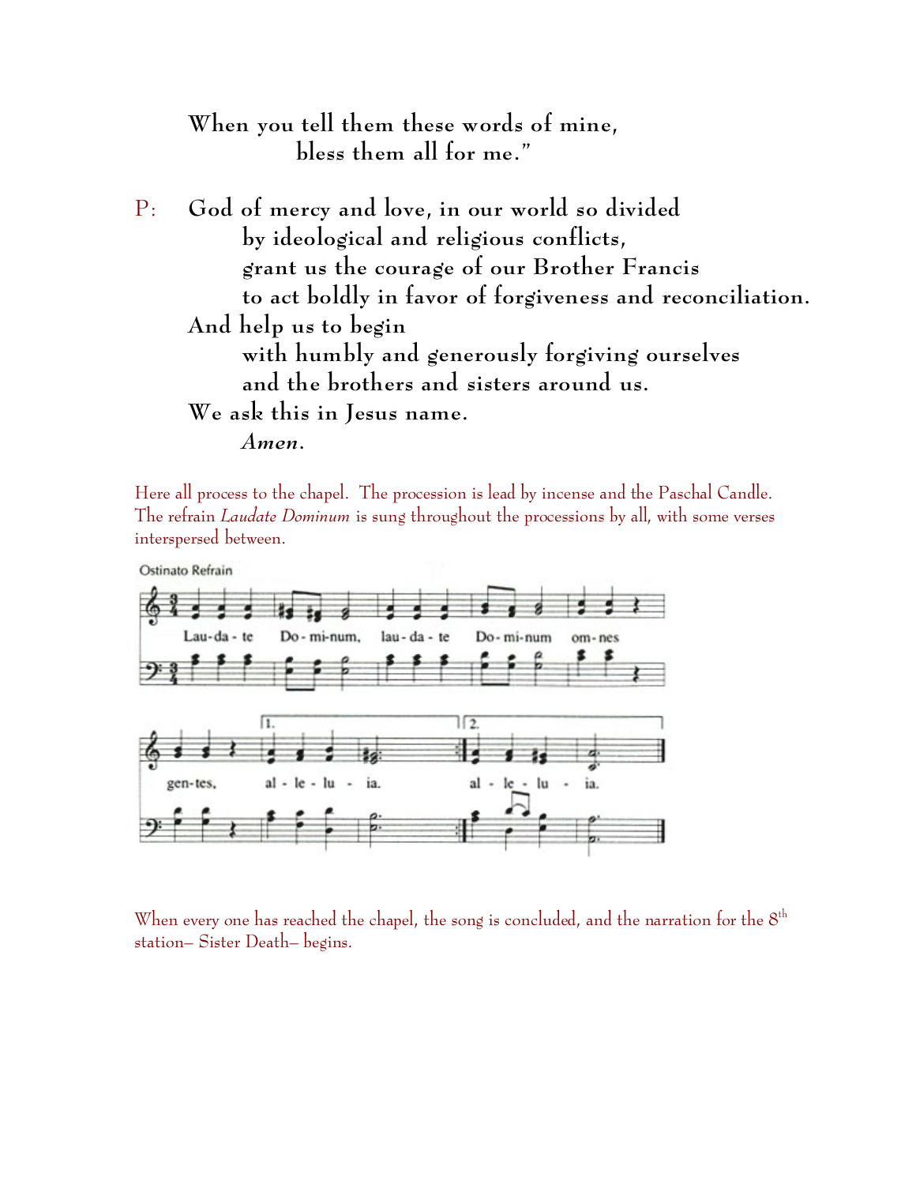When you tell them these words of mine,
bless them all for me."

P: God of mercy and love, in our world so divided
by ideological and religious conflicts,
grant us the courage of our Brother Francis
to act boldly in favor of forgiveness and reconciliation.
And help us to begin
with humbly and generously forgiving ourselves
and the brothers and sisters around us.
We ask this in Jesus name.
*Amen.*

Here all process to the chapel. The procession is lead by incense and the Paschal Candle. The refrain *Laudate Dominum* is sung throughout the processions by all, with some verses interspersed between.

Ostinato Refrain

Lau-da-te Do-mi-num, lau-da-te Do-mi-num om-nes gen-tes, al-le-lu-ia. al-le-lu-ia.

When every one has reached the chapel, the song is concluded, and the narration for the 8th station– Sister Death– begins.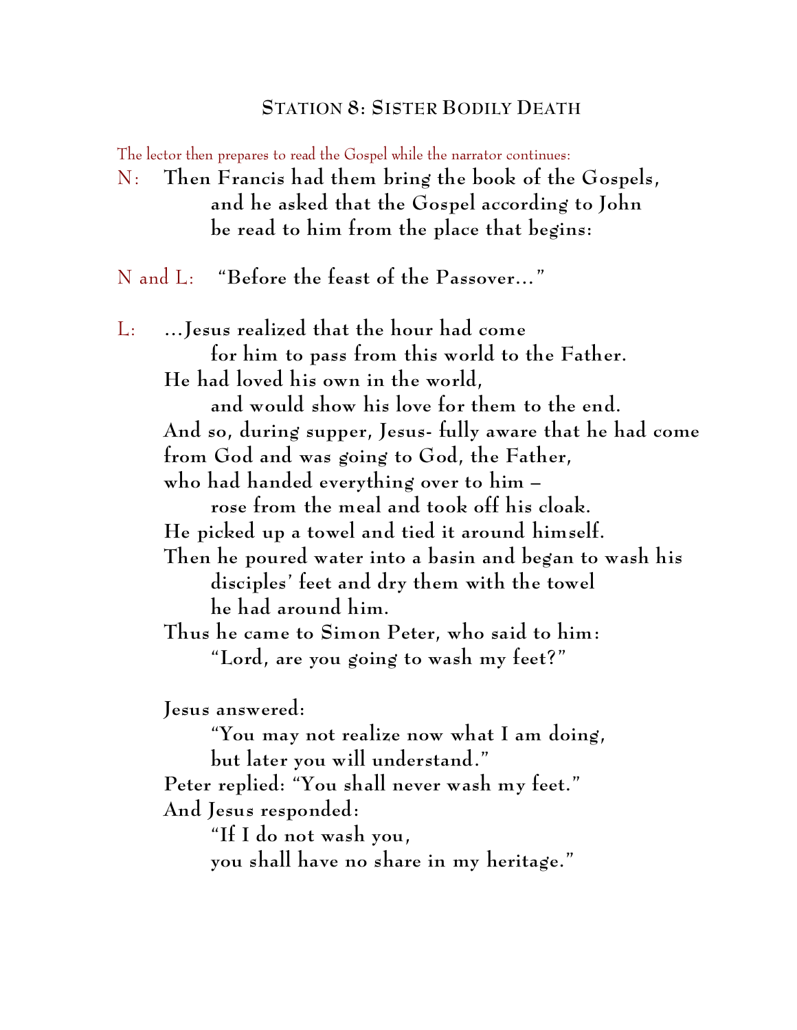## STATION 8: SISTER BODILY DEATH

*The lector then prepares to read the Gospel while the narrator continues:*

N: **Then Francis had them bring the book of the Gospels,**
**and he asked that the Gospel according to John**
**be read to him from the place that begins:**

N and L: **"Before the feast of the Passover…"**

L: **…Jesus realized that the hour had come**
**for him to pass from this world to the Father.**
**He had loved his own in the world,**
**and would show his love for them to the end.**
**And so, during supper, Jesus- fully aware that he had come**
**from God and was going to God, the Father,**
**who had handed everything over to him –**
**rose from the meal and took off his cloak.**
**He picked up a towel and tied it around himself.**
**Then he poured water into a basin and began to wash his**
**disciples' feet and dry them with the towel**
**he had around him.**
**Thus he came to Simon Peter, who said to him:**
**"Lord, are you going to wash my feet?"**

**Jesus answered:**
**"You may not realize now what I am doing,**
**but later you will understand."**
**Peter replied: "You shall never wash my feet."**
**And Jesus responded:**
**"If I do not wash you,**
**you shall have no share in my heritage."**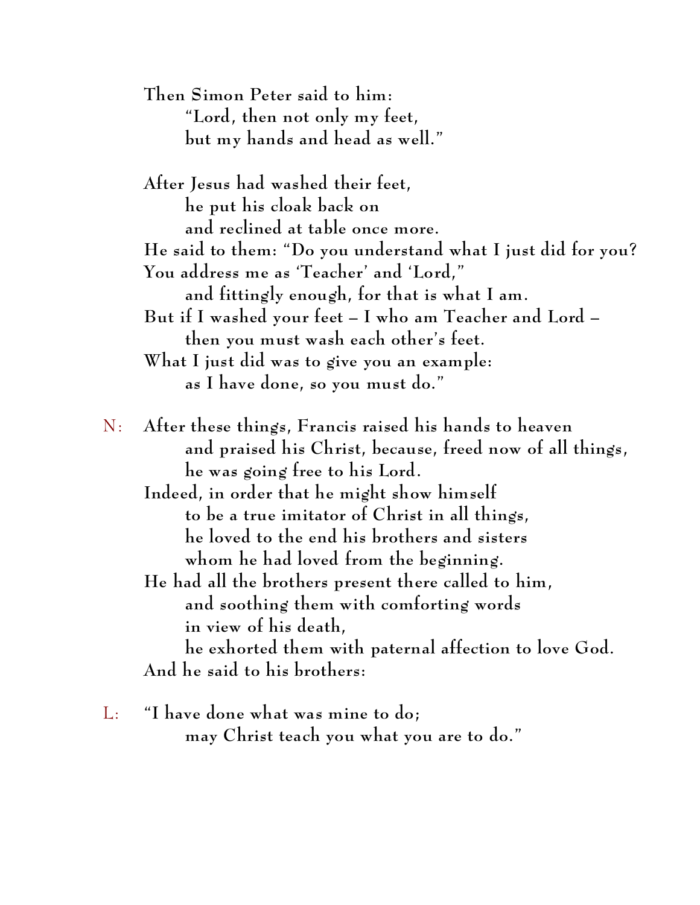Then Simon Peter said to him:
"Lord, then not only my feet,
but my hands and head as well."

After Jesus had washed their feet,
he put his cloak back on
and reclined at table once more.
He said to them: "Do you understand what I just did for you?
You address me as 'Teacher' and 'Lord,"
and fittingly enough, for that is what I am.
But if I washed your feet – I who am Teacher and Lord –
then you must wash each other's feet.
What I just did was to give you an example:
as I have done, so you must do."

N: After these things, Francis raised his hands to heaven
and praised his Christ, because, freed now of all things,
he was going free to his Lord.
Indeed, in order that he might show himself
to be a true imitator of Christ in all things,
he loved to the end his brothers and sisters
whom he had loved from the beginning.
He had all the brothers present there called to him,
and soothing them with comforting words
in view of his death,
he exhorted them with paternal affection to love God.
And he said to his brothers:

L: "I have done what was mine to do;
may Christ teach you what you are to do."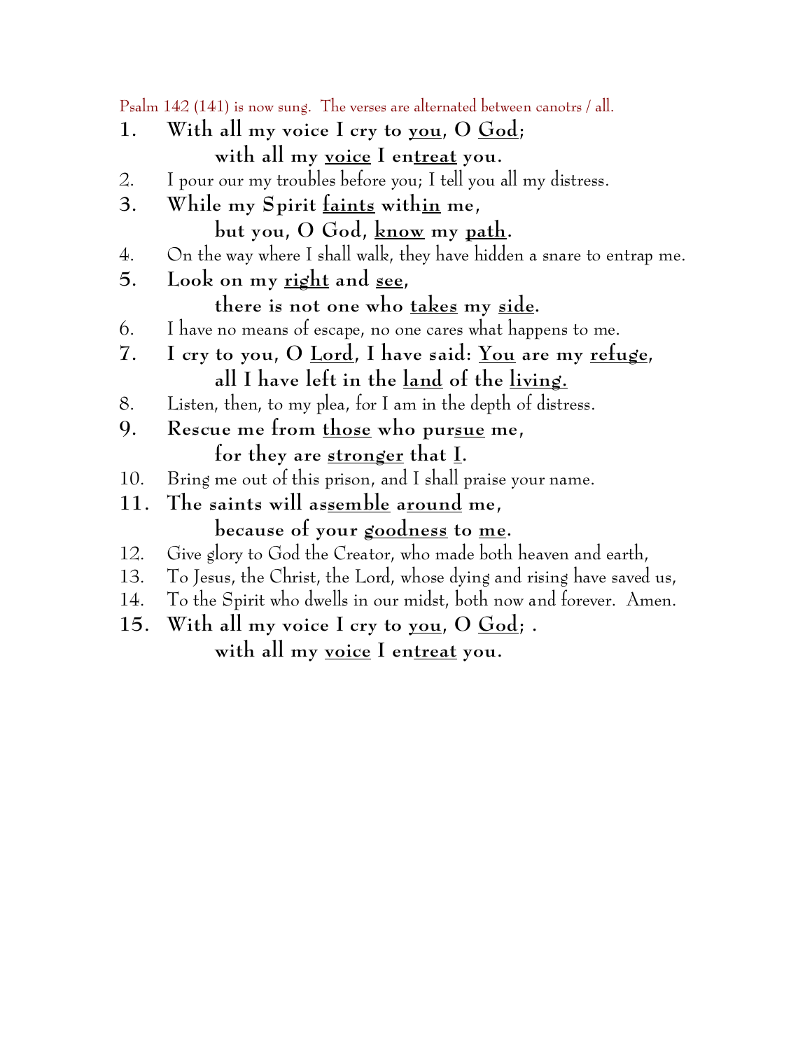Psalm 142 (141) is now sung. The verses are alternated between canotrs / all.

1. **With all my voice I cry to <u>you</u>, O <u>God</u>;**
   **with all my <u>voice</u> I en<u>treat</u> you.**
2. I pour our my troubles before you; I tell you all my distress.
3. **While my Spirit <u>faints</u> with<u>in</u> me,**
   **but you, O God, <u>know</u> my <u>path</u>.**
4. On the way where I shall walk, they have hidden a snare to entrap me.
5. **Look on my <u>right</u> and <u>see</u>,**
   **there is not one who <u>takes</u> my <u>side</u>.**
6. I have no means of escape, no one cares what happens to me.
7. **I cry to you, O <u>Lord</u>, I have said: <u>You</u> are my <u>refuge</u>,**
   **all I have left in the <u>land</u> of the <u>living.</u>**
8. Listen, then, to my plea, for I am in the depth of distress.
9. **Rescue me from <u>those</u> who pur<u>sue</u> me,**
   **for they are <u>stronger</u> that <u>I</u>.**
10. Bring me out of this prison, and I shall praise your name.
11. **The saints will as<u>semble</u> a<u>round</u> me,**
    **because of your <u>goodness</u> to <u>me</u>.**
12. Give glory to God the Creator, who made both heaven and earth,
13. To Jesus, the Christ, the Lord, whose dying and rising have saved us,
14. To the Spirit who dwells in our midst, both now and forever. Amen.
15. **With all my voice I cry to <u>you</u>, O <u>God</u>; .**
    **with all my <u>voice</u> I en<u>treat</u> you.**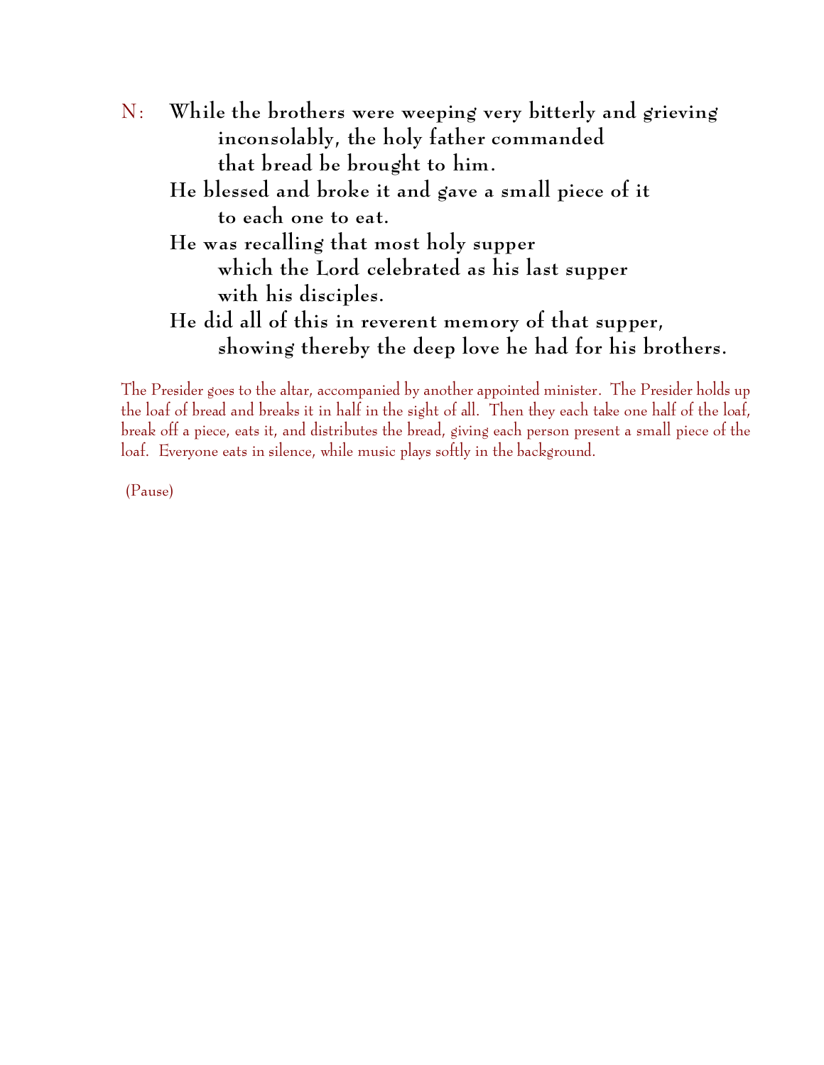N: **While the brothers were weeping very bitterly and grieving**
**inconsolably, the holy father commanded**
**that bread be brought to him.**
**He blessed and broke it and gave a small piece of it**
**to each one to eat.**
**He was recalling that most holy supper**
**which the Lord celebrated as his last supper**
**with his disciples.**
**He did all of this in reverent memory of that supper,**
**showing thereby the deep love he had for his brothers.**

The Presider goes to the altar, accompanied by another appointed minister. The Presider holds up the loaf of bread and breaks it in half in the sight of all. Then they each take one half of the loaf, break off a piece, eats it, and distributes the bread, giving each person present a small piece of the loaf. Everyone eats in silence, while music plays softly in the background.

(Pause)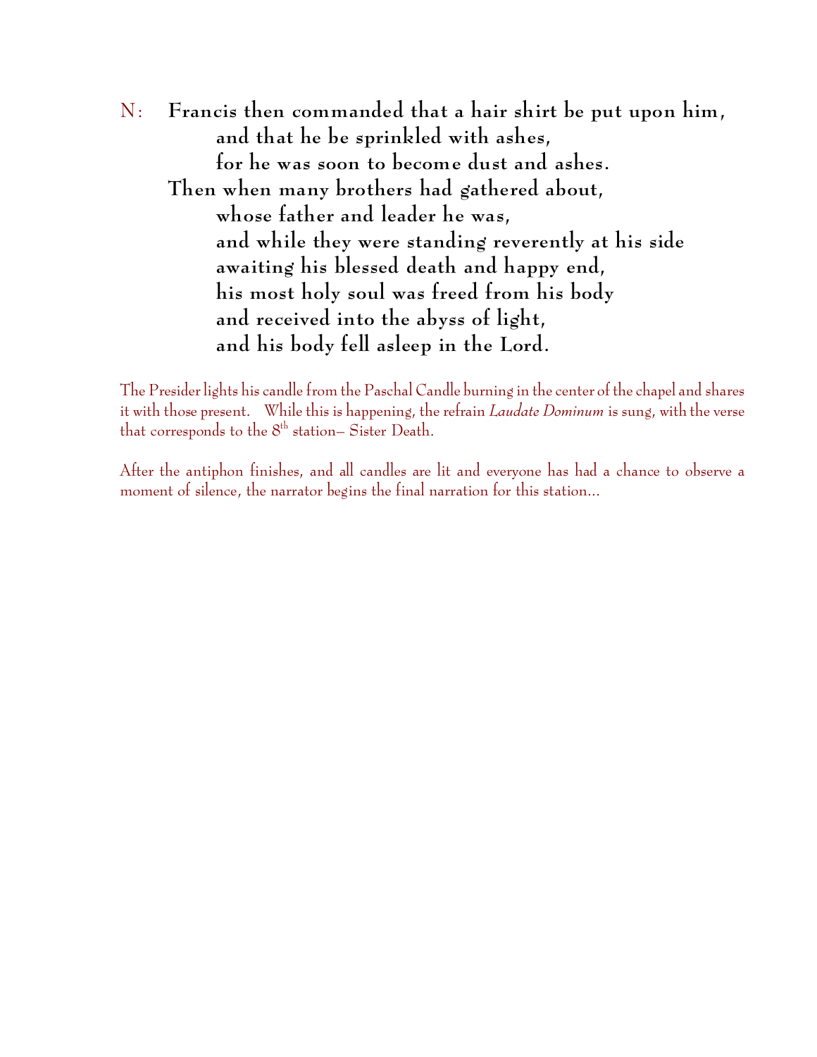N: **Francis then commanded that a hair shirt be put upon him,**
**and that he be sprinkled with ashes,**
**for he was soon to become dust and ashes.**
**Then when many brothers had gathered about,**
**whose father and leader he was,**
**and while they were standing reverently at his side**
**awaiting his blessed death and happy end,**
**his most holy soul was freed from his body**
**and received into the abyss of light,**
**and his body fell asleep in the Lord.**

The Presider lights his candle from the Paschal Candle burning in the center of the chapel and shares it with those present. While this is happening, the refrain *Laudate Dominum* is sung, with the verse that corresponds to the 8th station– Sister Death.

After the antiphon finishes, and all candles are lit and everyone has had a chance to observe a moment of silence, the narrator begins the final narration for this station…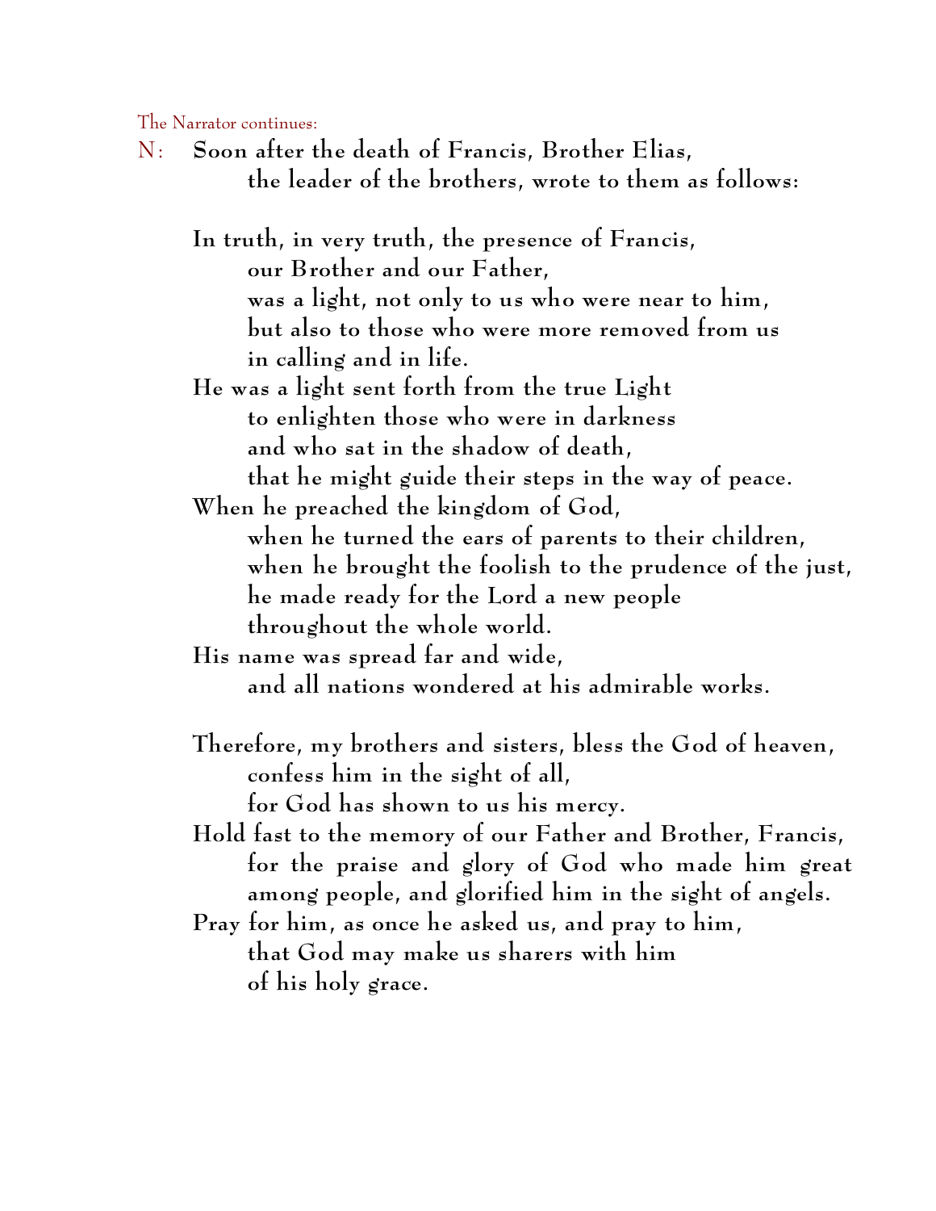The Narrator continues:

N: **Soon after the death of Francis, Brother Elias,**
**the leader of the brothers, wrote to them as follows:**

**In truth, in very truth, the presence of Francis,**
**our Brother and our Father,**
**was a light, not only to us who were near to him,**
**but also to those who were more removed from us**
**in calling and in life.**
**He was a light sent forth from the true Light**
**to enlighten those who were in darkness**
**and who sat in the shadow of death,**
**that he might guide their steps in the way of peace.**
**When he preached the kingdom of God,**
**when he turned the ears of parents to their children,**
**when he brought the foolish to the prudence of the just,**
**he made ready for the Lord a new people**
**throughout the whole world.**
**His name was spread far and wide,**
**and all nations wondered at his admirable works.**

**Therefore, my brothers and sisters, bless the God of heaven,**
**confess him in the sight of all,**
**for God has shown to us his mercy.**
**Hold fast to the memory of our Father and Brother, Francis,**
**for the praise and glory of God who made him great**
**among people, and glorified him in the sight of angels.**
**Pray for him, as once he asked us, and pray to him,**
**that God may make us sharers with him**
**of his holy grace.**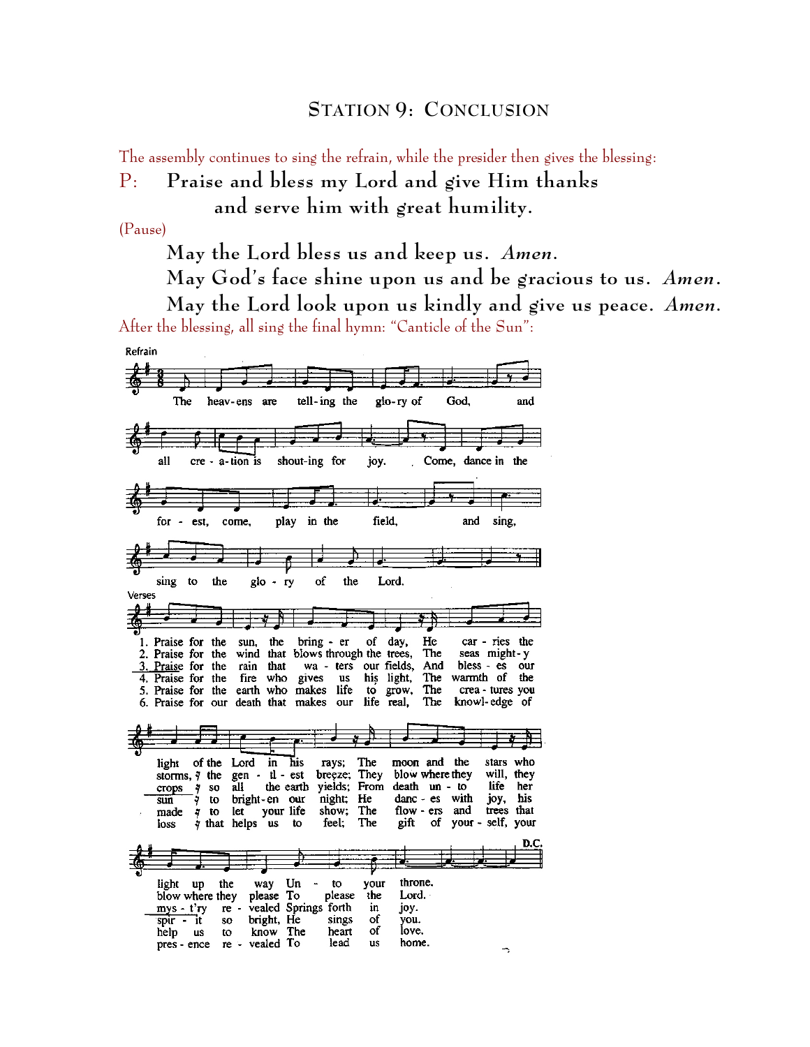# STATION 9: CONCLUSION

The assembly continues to sing the refrain, while the presider then gives the blessing:

P: **Praise and bless my Lord and give Him thanks and serve him with great humility.**

(Pause)

**May the Lord bless us and keep us.** ***Amen.***

**May God's face shine upon us and be gracious to us.** ***Amen.***

**May the Lord look upon us kindly and give us peace.** ***Amen.***

After the blessing, all sing the final hymn: "Canticle of the Sun":

Refrain

The heav-ens are tell-ing the glo-ry of God, and all cre - a-tion is shout-ing for joy. Come, dance in the for - est, come, play in the field, and sing, sing to the glo - ry of the Lord.

Verses

1. Praise for the sun, the bring - er of day, He car - ries the light of the Lord in his rays; The moon and the stars who light up the way Un - to your throne.
2. Praise for the wind that blows through the trees, The seas might - y storms, the gen - tl - est breeze; They blow where they will, they blow where they please To please the Lord.
3. Praise for the rain that wa - ters our fields, And bless - es our crops so all the earth yields; From death un - to life her mys - t'ry re - vealed Springs forth in joy.
4. Praise for the fire who gives us his light, The warmth of the sun to bright-en our night; He danc - es with joy, his spir - it so bright, He sings of you.
5. Praise for the earth who makes life to grow, The crea - tures you made to let your life show; The flow - ers and trees that help us to know The heart of love.
6. Praise for our death that makes our life real, The knowl-edge of loss that helps us to feel; The gift of your - self, your pres - ence re - vealed To lead us home.

D.C.